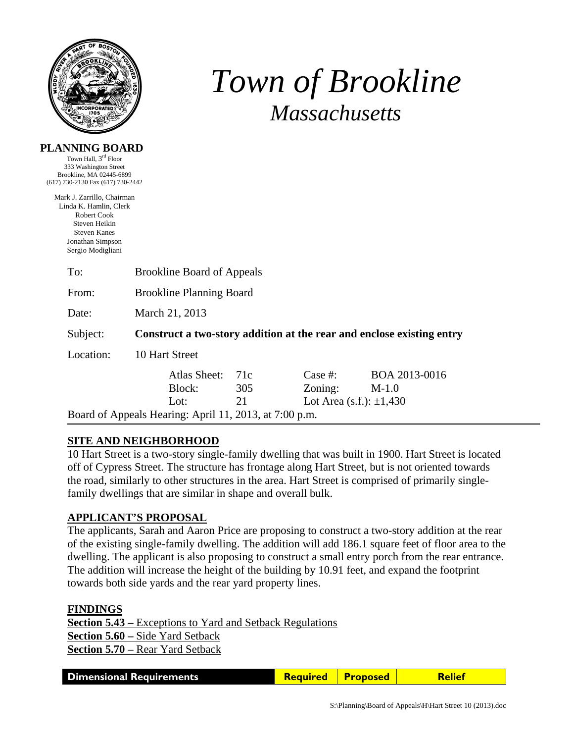# Town of Brookline
## Massachusetts

**PLANNING BOARD**
Town Hall, 3rd Floor
333 Washington Street
Brookline, MA 02445-6899
(617) 730-2130 Fax (617) 730-2442

Mark J. Zarrillo, Chairman
Linda K. Hamlin, Clerk
Robert Cook
Steven Heikin
Steven Kanes
Jonathan Simpson
Sergio Modigliani

To: Brookline Board of Appeals

From: Brookline Planning Board

Date: March 21, 2013

Subject: **Construct a two-story addition at the rear and enclose existing entry**

Location: 10 Hart Street

| Atlas Sheet: | 71c | Case #: | BOA 2013-0016 |
|---|---|---|---|
| Block: | 305 | Zoning: | M-1.0 |
| Lot: | 21 | Lot Area (s.f.): | ±1,430 |

Board of Appeals Hearing: April 11, 2013, at 7:00 p.m.

## SITE AND NEIGHBORHOOD

10 Hart Street is a two-story single-family dwelling that was built in 1900. Hart Street is located off of Cypress Street. The structure has frontage along Hart Street, but is not oriented towards the road, similarly to other structures in the area. Hart Street is comprised of primarily single-family dwellings that are similar in shape and overall bulk.

## APPLICANT'S PROPOSAL

The applicants, Sarah and Aaron Price are proposing to construct a two-story addition at the rear of the existing single-family dwelling. The addition will add 186.1 square feet of floor area to the dwelling. The applicant is also proposing to construct a small entry porch from the rear entrance. The addition will increase the height of the building by 10.91 feet, and expand the footprint towards both side yards and the rear yard property lines.

## FINDINGS

**Section 5.43 –** Exceptions to Yard and Setback Regulations
**Section 5.60 –** Side Yard Setback
**Section 5.70 –** Rear Yard Setback

| Dimensional Requirements | Required | Proposed | Relief |
|---|---|---|---|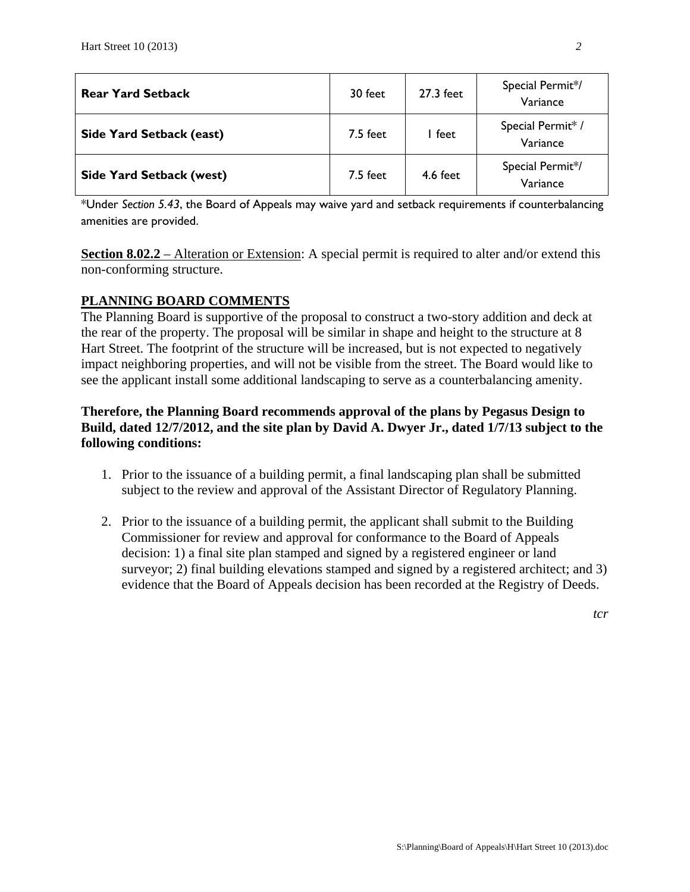| | | | |
|---|---|---|---|
| **Rear Yard Setback** | 30 feet | 27.3 feet | Special Permit*/ Variance |
| **Side Yard Setback (east)** | 7.5 feet | 1 feet | Special Permit* / Variance |
| **Side Yard Setback (west)** | 7.5 feet | 4.6 feet | Special Permit*/ Variance |

*Under *Section 5.43*, the Board of Appeals may waive yard and setback requirements if counterbalancing amenities are provided.

**Section 8.02.2** – Alteration or Extension: A special permit is required to alter and/or extend this non-conforming structure.

## PLANNING BOARD COMMENTS

The Planning Board is supportive of the proposal to construct a two-story addition and deck at the rear of the property. The proposal will be similar in shape and height to the structure at 8 Hart Street. The footprint of the structure will be increased, but is not expected to negatively impact neighboring properties, and will not be visible from the street. The Board would like to see the applicant install some additional landscaping to serve as a counterbalancing amenity.

**Therefore, the Planning Board recommends approval of the plans by Pegasus Design to Build, dated 12/7/2012, and the site plan by David A. Dwyer Jr., dated 1/7/13 subject to the following conditions:**

1. Prior to the issuance of a building permit, a final landscaping plan shall be submitted subject to the review and approval of the Assistant Director of Regulatory Planning.

2. Prior to the issuance of a building permit, the applicant shall submit to the Building Commissioner for review and approval for conformance to the Board of Appeals decision: 1) a final site plan stamped and signed by a registered engineer or land surveyor; 2) final building elevations stamped and signed by a registered architect; and 3) evidence that the Board of Appeals decision has been recorded at the Registry of Deeds.

*tcr*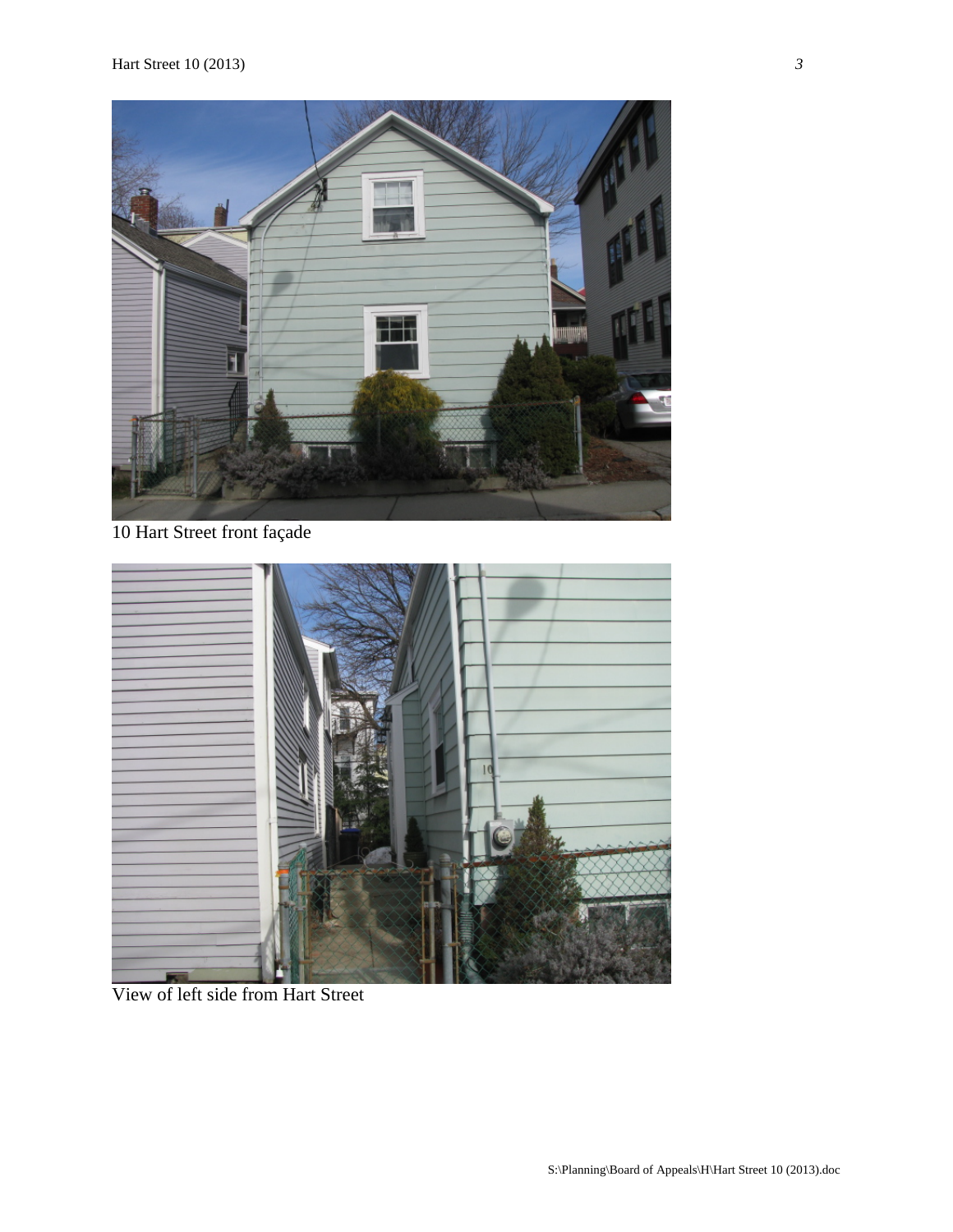10 Hart Street front façade

View of left side from Hart Street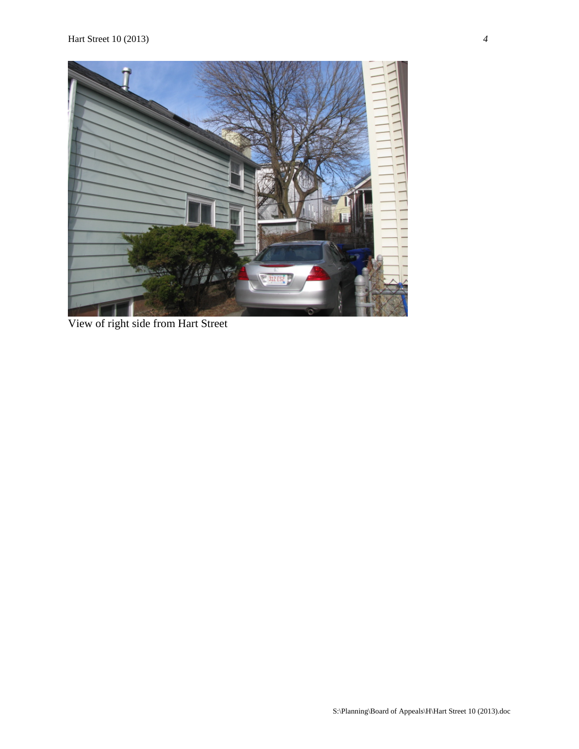View of right side from Hart Street